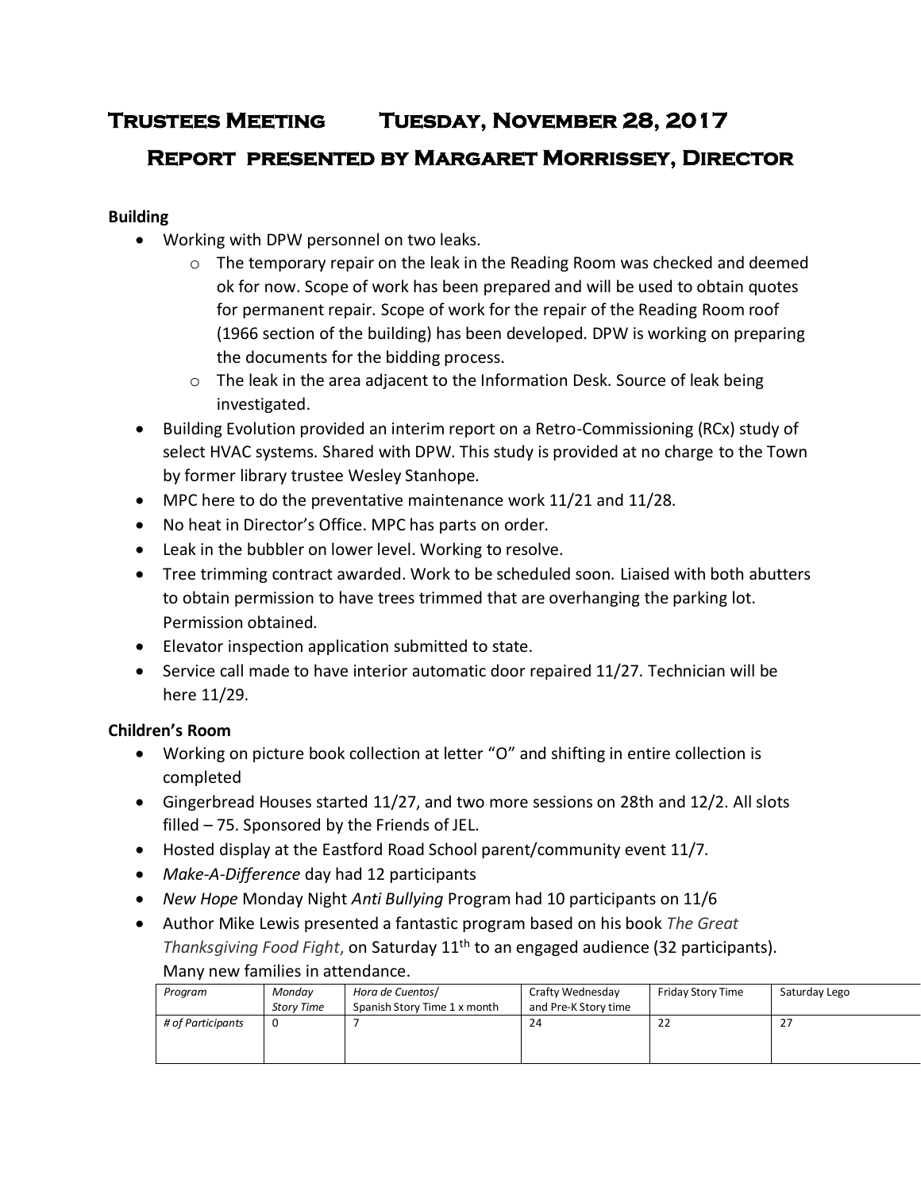# Trustees Meeting Tuesday, November 28, 2017

## Report presented by Margaret Morrissey, Director

**Building**

- Working with DPW personnel on two leaks.
  - The temporary repair on the leak in the Reading Room was checked and deemed ok for now. Scope of work has been prepared and will be used to obtain quotes for permanent repair. Scope of work for the repair of the Reading Room roof (1966 section of the building) has been developed. DPW is working on preparing the documents for the bidding process.
  - The leak in the area adjacent to the Information Desk. Source of leak being investigated.
- Building Evolution provided an interim report on a Retro-Commissioning (RCx) study of select HVAC systems. Shared with DPW. This study is provided at no charge to the Town by former library trustee Wesley Stanhope.
- MPC here to do the preventative maintenance work 11/21 and 11/28.
- No heat in Director's Office. MPC has parts on order.
- Leak in the bubbler on lower level. Working to resolve.
- Tree trimming contract awarded. Work to be scheduled soon. Liaised with both abutters to obtain permission to have trees trimmed that are overhanging the parking lot. Permission obtained.
- Elevator inspection application submitted to state.
- Service call made to have interior automatic door repaired 11/27. Technician will be here 11/29.

**Children's Room**

- Working on picture book collection at letter "O" and shifting in entire collection is completed
- Gingerbread Houses started 11/27, and two more sessions on 28th and 12/2. All slots filled – 75. Sponsored by the Friends of JEL.
- Hosted display at the Eastford Road School parent/community event 11/7.
- *Make-A-Difference* day had 12 participants
- *New Hope* Monday Night *Anti Bullying* Program had 10 participants on 11/6
- Author Mike Lewis presented a fantastic program based on his book *The Great Thanksgiving Food Fight*, on Saturday 11th to an engaged audience (32 participants). Many new families in attendance.

| *Program* | *Monday Story Time* | *Hora de Cuentos/ Spanish Story Time 1 x month* | Crafty Wednesday and Pre-K Story time | Friday Story Time | Saturday Lego |
|---|---|---|---|---|---|
| *# of Participants* | 0 | 7 | 24 | 22 | 27 |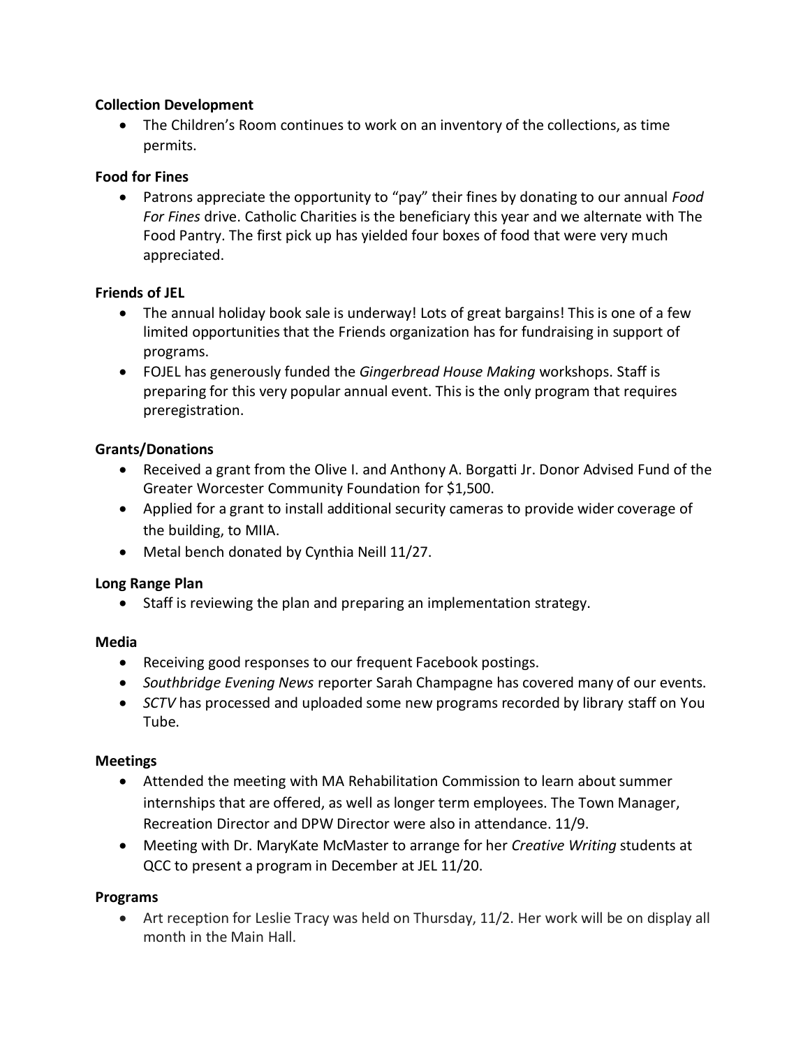**Collection Development**

- The Children's Room continues to work on an inventory of the collections, as time permits.

**Food for Fines**

- Patrons appreciate the opportunity to "pay" their fines by donating to our annual *Food For Fines* drive. Catholic Charities is the beneficiary this year and we alternate with The Food Pantry. The first pick up has yielded four boxes of food that were very much appreciated.

**Friends of JEL**

- The annual holiday book sale is underway! Lots of great bargains! This is one of a few limited opportunities that the Friends organization has for fundraising in support of programs.
- FOJEL has generously funded the *Gingerbread House Making* workshops. Staff is preparing for this very popular annual event. This is the only program that requires preregistration.

**Grants/Donations**

- Received a grant from the Olive I. and Anthony A. Borgatti Jr. Donor Advised Fund of the Greater Worcester Community Foundation for $1,500.
- Applied for a grant to install additional security cameras to provide wider coverage of the building, to MIIA.
- Metal bench donated by Cynthia Neill 11/27.

**Long Range Plan**

- Staff is reviewing the plan and preparing an implementation strategy.

**Media**

- Receiving good responses to our frequent Facebook postings.
- *Southbridge Evening News* reporter Sarah Champagne has covered many of our events.
- *SCTV* has processed and uploaded some new programs recorded by library staff on You Tube.

**Meetings**

- Attended the meeting with MA Rehabilitation Commission to learn about summer internships that are offered, as well as longer term employees. The Town Manager, Recreation Director and DPW Director were also in attendance. 11/9.
- Meeting with Dr. MaryKate McMaster to arrange for her *Creative Writing* students at QCC to present a program in December at JEL 11/20.

**Programs**

- Art reception for Leslie Tracy was held on Thursday, 11/2. Her work will be on display all month in the Main Hall.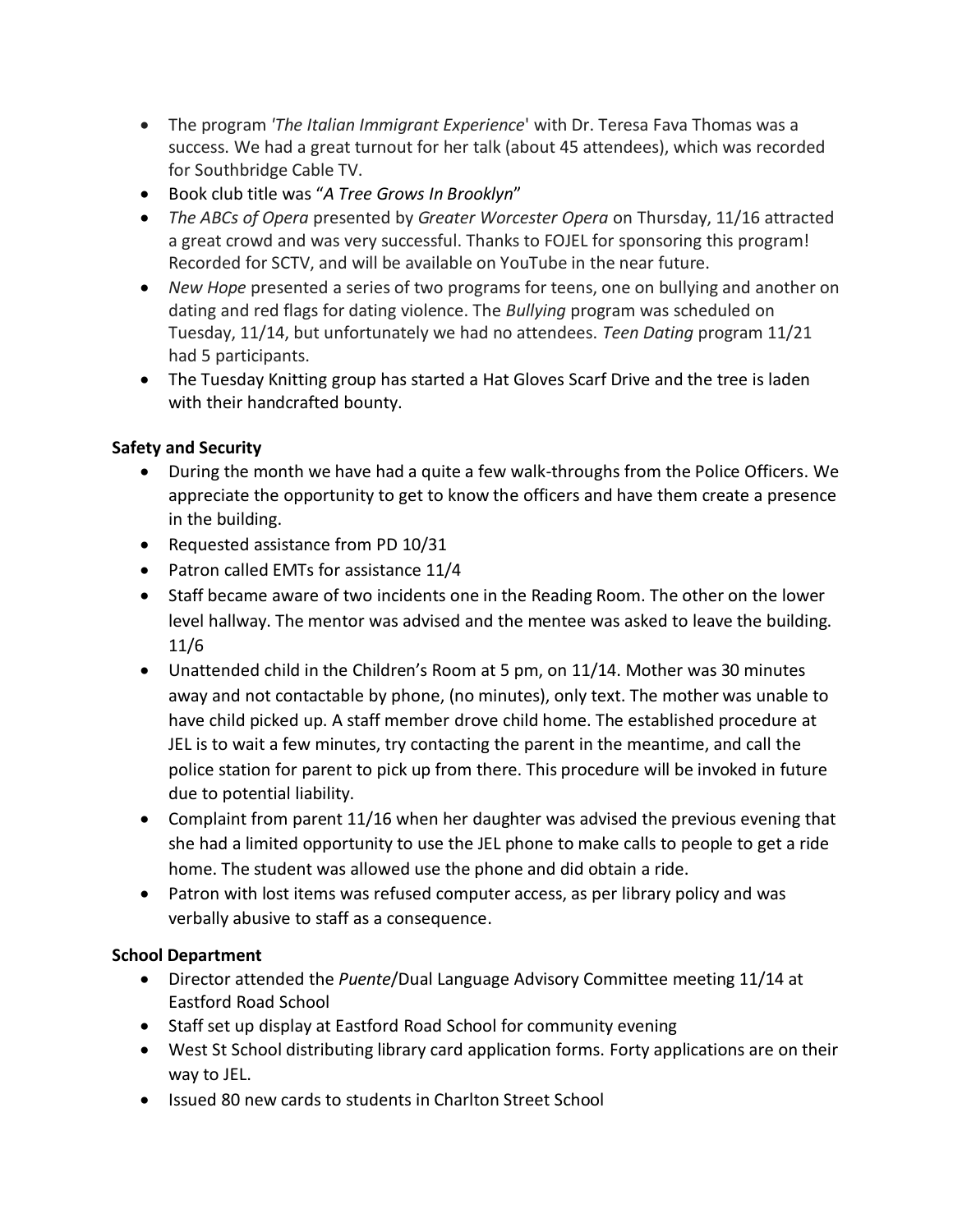- The program '*The Italian Immigrant Experience*' with Dr. Teresa Fava Thomas was a success. We had a great turnout for her talk (about 45 attendees), which was recorded for Southbridge Cable TV.
- Book club title was "*A Tree Grows In Brooklyn*"
- *The ABCs of Opera* presented by *Greater Worcester Opera* on Thursday, 11/16 attracted a great crowd and was very successful. Thanks to FOJEL for sponsoring this program! Recorded for SCTV, and will be available on YouTube in the near future.
- *New Hope* presented a series of two programs for teens, one on bullying and another on dating and red flags for dating violence. The *Bullying* program was scheduled on Tuesday, 11/14, but unfortunately we had no attendees. *Teen Dating* program 11/21 had 5 participants.
- The Tuesday Knitting group has started a Hat Gloves Scarf Drive and the tree is laden with their handcrafted bounty.

**Safety and Security**

- During the month we have had a quite a few walk-throughs from the Police Officers. We appreciate the opportunity to get to know the officers and have them create a presence in the building.
- Requested assistance from PD 10/31
- Patron called EMTs for assistance 11/4
- Staff became aware of two incidents one in the Reading Room. The other on the lower level hallway. The mentor was advised and the mentee was asked to leave the building. 11/6
- Unattended child in the Children's Room at 5 pm, on 11/14. Mother was 30 minutes away and not contactable by phone, (no minutes), only text. The mother was unable to have child picked up. A staff member drove child home. The established procedure at JEL is to wait a few minutes, try contacting the parent in the meantime, and call the police station for parent to pick up from there. This procedure will be invoked in future due to potential liability.
- Complaint from parent 11/16 when her daughter was advised the previous evening that she had a limited opportunity to use the JEL phone to make calls to people to get a ride home. The student was allowed use the phone and did obtain a ride.
- Patron with lost items was refused computer access, as per library policy and was verbally abusive to staff as a consequence.

**School Department**

- Director attended the *Puente*/Dual Language Advisory Committee meeting 11/14 at Eastford Road School
- Staff set up display at Eastford Road School for community evening
- West St School distributing library card application forms. Forty applications are on their way to JEL.
- Issued 80 new cards to students in Charlton Street School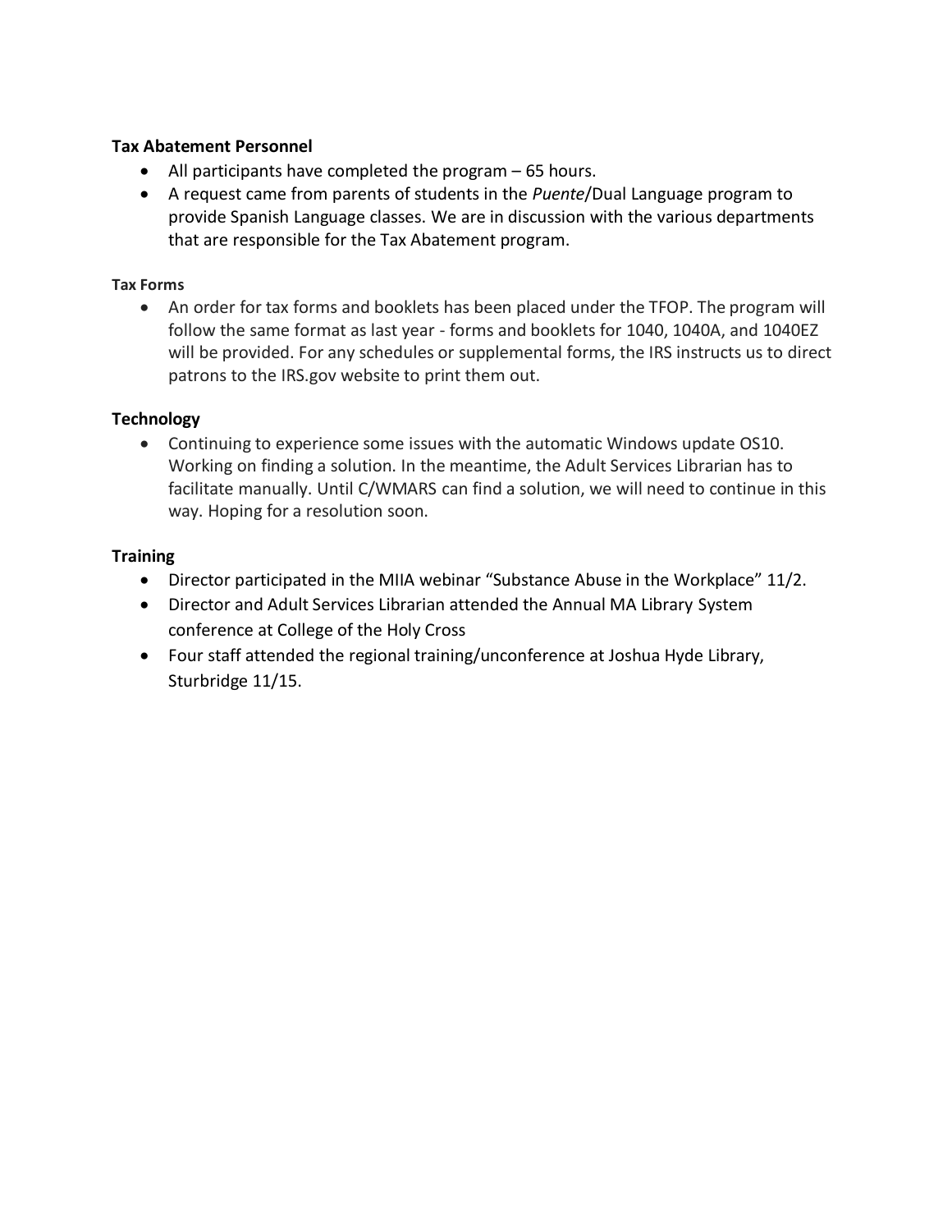**Tax Abatement Personnel**

- All participants have completed the program – 65 hours.
- A request came from parents of students in the *Puente*/Dual Language program to provide Spanish Language classes. We are in discussion with the various departments that are responsible for the Tax Abatement program.

**Tax Forms**

- An order for tax forms and booklets has been placed under the TFOP. The program will follow the same format as last year - forms and booklets for 1040, 1040A, and 1040EZ will be provided. For any schedules or supplemental forms, the IRS instructs us to direct patrons to the IRS.gov website to print them out.

**Technology**

- Continuing to experience some issues with the automatic Windows update OS10. Working on finding a solution. In the meantime, the Adult Services Librarian has to facilitate manually. Until C/WMARS can find a solution, we will need to continue in this way. Hoping for a resolution soon.

**Training**

- Director participated in the MIIA webinar "Substance Abuse in the Workplace" 11/2.
- Director and Adult Services Librarian attended the Annual MA Library System conference at College of the Holy Cross
- Four staff attended the regional training/unconference at Joshua Hyde Library, Sturbridge 11/15.